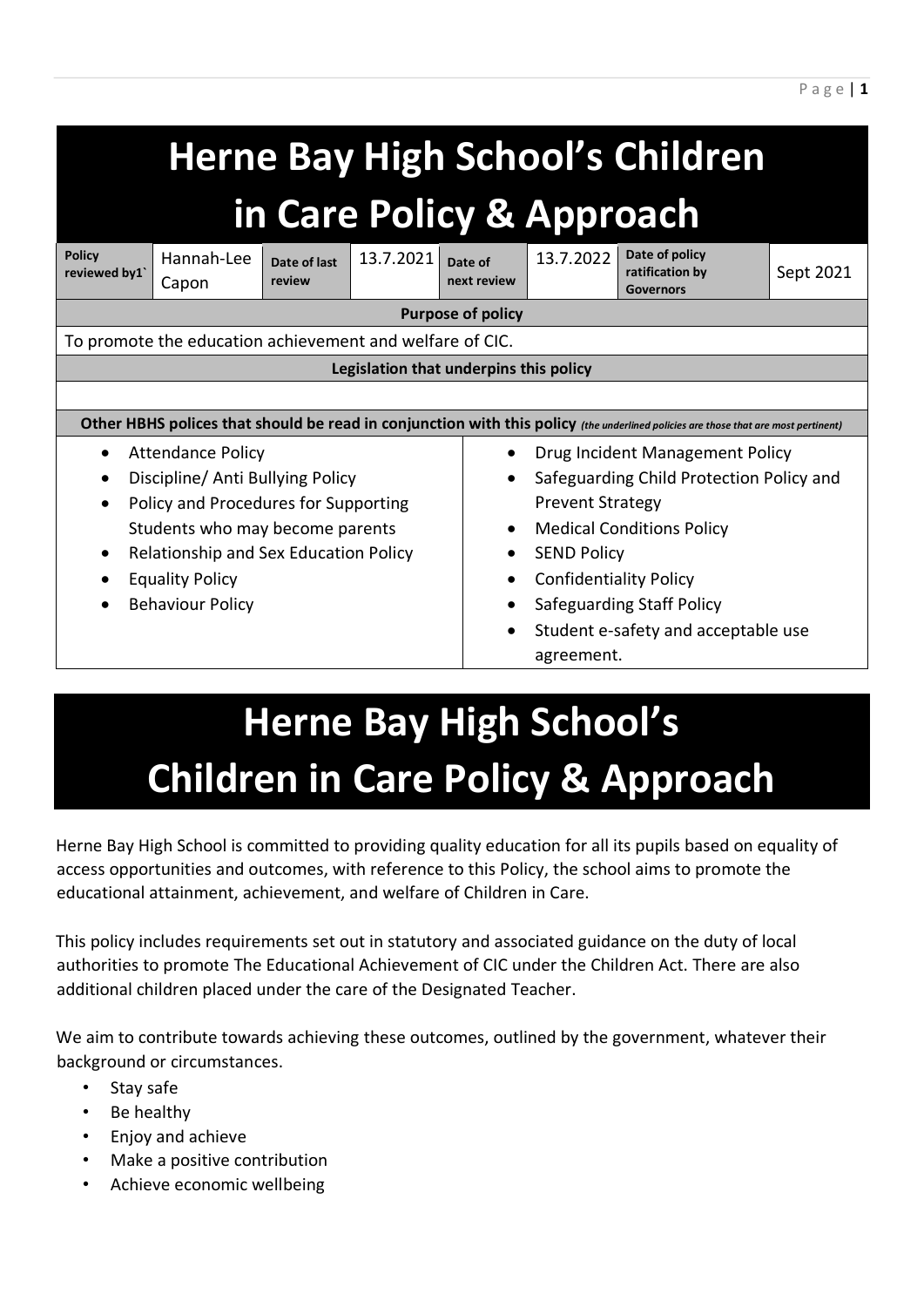# Herne Bay High School's Children in Care Policy & Approach

| Policy reviewed by1` | Hannah-Lee Capon | Date of last review | 13.7.2021 | Date of next review | 13.7.2022 | Date of policy ratification by Governors | Sept 2021 |
|---|---|---|---|---|---|---|---|
| **Purpose of policy** | | | | | | | |
| To promote the education achievement and welfare of CIC. | | | | | | | |
| **Legislation that underpins this policy** | | | | | | | |
| | | | | | | | |
| **Other HBHS polices that should be read in conjunction with this policy** *(the underlined policies are those that are most pertinent)* | | | | | | | |

- Attendance Policy
- Discipline/ Anti Bullying Policy
- Policy and Procedures for Supporting Students who may become parents
- Relationship and Sex Education Policy
- Equality Policy
- Behaviour Policy
- Drug Incident Management Policy
- Safeguarding Child Protection Policy and Prevent Strategy
- Medical Conditions Policy
- SEND Policy
- Confidentiality Policy
- Safeguarding Staff Policy
- Student e-safety and acceptable use agreement.

# Herne Bay High School's Children in Care Policy & Approach

Herne Bay High School is committed to providing quality education for all its pupils based on equality of access opportunities and outcomes, with reference to this Policy, the school aims to promote the educational attainment, achievement, and welfare of Children in Care.

This policy includes requirements set out in statutory and associated guidance on the duty of local authorities to promote The Educational Achievement of CIC under the Children Act. There are also additional children placed under the care of the Designated Teacher.

We aim to contribute towards achieving these outcomes, outlined by the government, whatever their background or circumstances.

- Stay safe
- Be healthy
- Enjoy and achieve
- Make a positive contribution
- Achieve economic wellbeing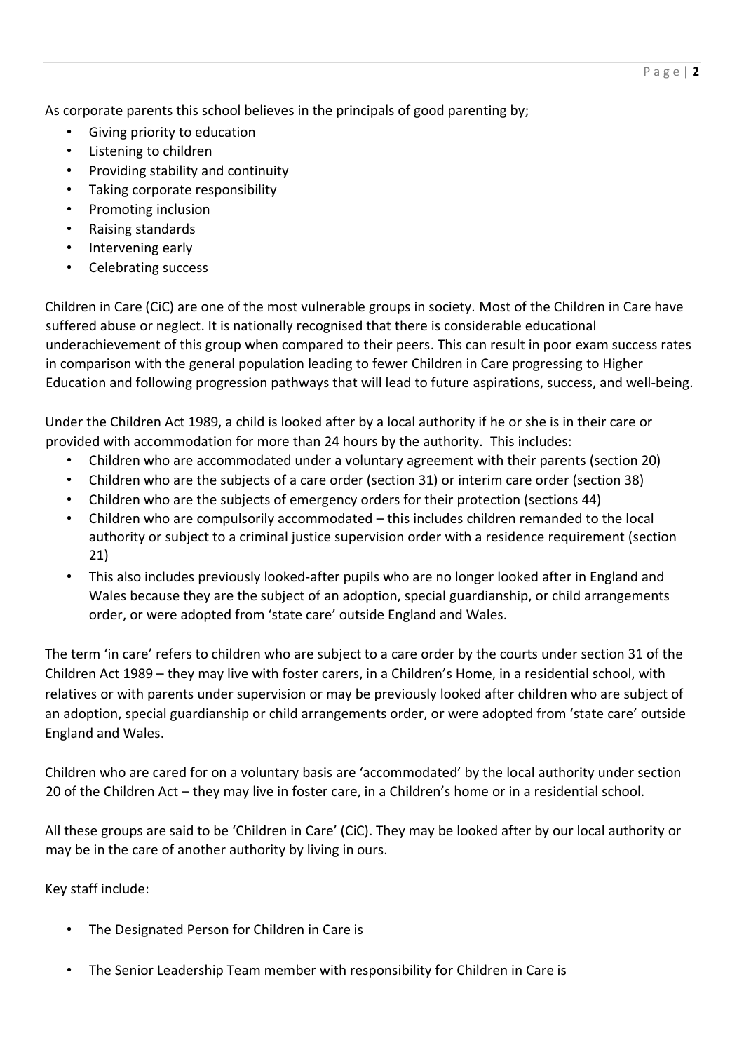As corporate parents this school believes in the principals of good parenting by;

- Giving priority to education
- Listening to children
- Providing stability and continuity
- Taking corporate responsibility
- Promoting inclusion
- Raising standards
- Intervening early
- Celebrating success

Children in Care (CiC) are one of the most vulnerable groups in society. Most of the Children in Care have suffered abuse or neglect. It is nationally recognised that there is considerable educational underachievement of this group when compared to their peers. This can result in poor exam success rates in comparison with the general population leading to fewer Children in Care progressing to Higher Education and following progression pathways that will lead to future aspirations, success, and well-being.

Under the Children Act 1989, a child is looked after by a local authority if he or she is in their care or provided with accommodation for more than 24 hours by the authority. This includes:

- Children who are accommodated under a voluntary agreement with their parents (section 20)
- Children who are the subjects of a care order (section 31) or interim care order (section 38)
- Children who are the subjects of emergency orders for their protection (sections 44)
- Children who are compulsorily accommodated – this includes children remanded to the local authority or subject to a criminal justice supervision order with a residence requirement (section 21)
- This also includes previously looked-after pupils who are no longer looked after in England and Wales because they are the subject of an adoption, special guardianship, or child arrangements order, or were adopted from 'state care' outside England and Wales.

The term 'in care' refers to children who are subject to a care order by the courts under section 31 of the Children Act 1989 – they may live with foster carers, in a Children's Home, in a residential school, with relatives or with parents under supervision or may be previously looked after children who are subject of an adoption, special guardianship or child arrangements order, or were adopted from 'state care' outside England and Wales.

Children who are cared for on a voluntary basis are 'accommodated' by the local authority under section 20 of the Children Act – they may live in foster care, in a Children's home or in a residential school.

All these groups are said to be 'Children in Care' (CiC). They may be looked after by our local authority or may be in the care of another authority by living in ours.

Key staff include:

- The Designated Person for Children in Care is
- The Senior Leadership Team member with responsibility for Children in Care is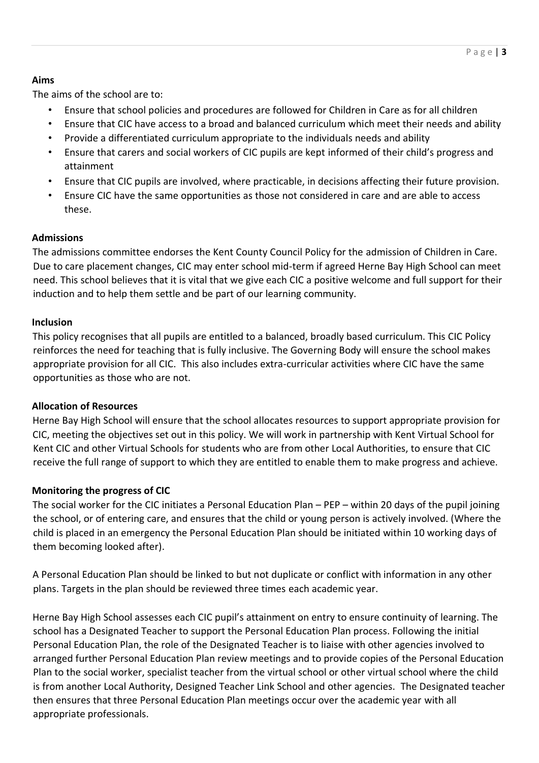**Aims**

The aims of the school are to:

- Ensure that school policies and procedures are followed for Children in Care as for all children
- Ensure that CIC have access to a broad and balanced curriculum which meet their needs and ability
- Provide a differentiated curriculum appropriate to the individuals needs and ability
- Ensure that carers and social workers of CIC pupils are kept informed of their child's progress and attainment
- Ensure that CIC pupils are involved, where practicable, in decisions affecting their future provision.
- Ensure CIC have the same opportunities as those not considered in care and are able to access these.

**Admissions**

The admissions committee endorses the Kent County Council Policy for the admission of Children in Care. Due to care placement changes, CIC may enter school mid-term if agreed Herne Bay High School can meet need. This school believes that it is vital that we give each CIC a positive welcome and full support for their induction and to help them settle and be part of our learning community.

**Inclusion**

This policy recognises that all pupils are entitled to a balanced, broadly based curriculum. This CIC Policy reinforces the need for teaching that is fully inclusive. The Governing Body will ensure the school makes appropriate provision for all CIC. This also includes extra-curricular activities where CIC have the same opportunities as those who are not.

**Allocation of Resources**

Herne Bay High School will ensure that the school allocates resources to support appropriate provision for CIC, meeting the objectives set out in this policy. We will work in partnership with Kent Virtual School for Kent CIC and other Virtual Schools for students who are from other Local Authorities, to ensure that CIC receive the full range of support to which they are entitled to enable them to make progress and achieve.

**Monitoring the progress of CIC**

The social worker for the CIC initiates a Personal Education Plan – PEP – within 20 days of the pupil joining the school, or of entering care, and ensures that the child or young person is actively involved. (Where the child is placed in an emergency the Personal Education Plan should be initiated within 10 working days of them becoming looked after).

A Personal Education Plan should be linked to but not duplicate or conflict with information in any other plans. Targets in the plan should be reviewed three times each academic year.

Herne Bay High School assesses each CIC pupil's attainment on entry to ensure continuity of learning. The school has a Designated Teacher to support the Personal Education Plan process. Following the initial Personal Education Plan, the role of the Designated Teacher is to liaise with other agencies involved to arranged further Personal Education Plan review meetings and to provide copies of the Personal Education Plan to the social worker, specialist teacher from the virtual school or other virtual school where the child is from another Local Authority, Designed Teacher Link School and other agencies. The Designated teacher then ensures that three Personal Education Plan meetings occur over the academic year with all appropriate professionals.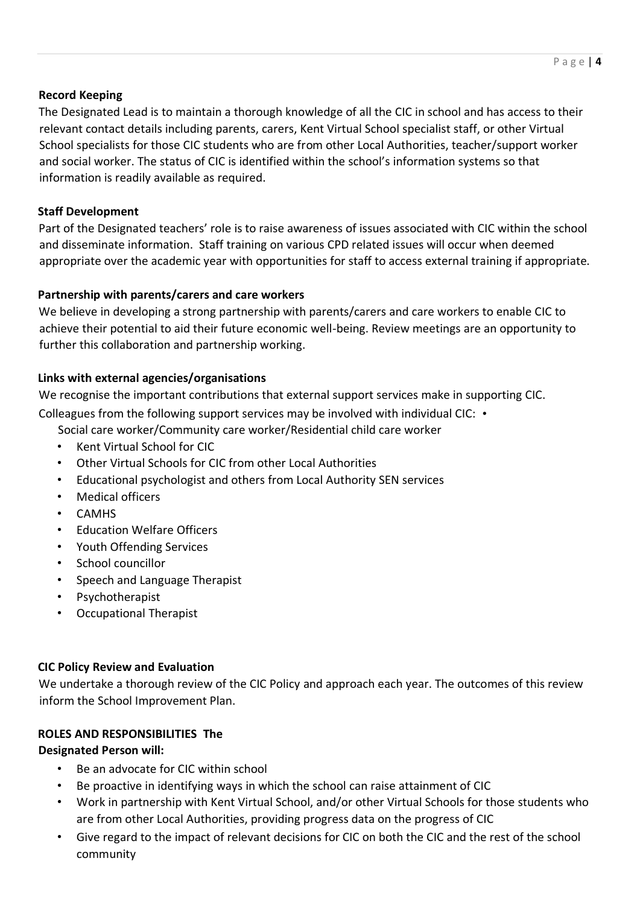**Record Keeping**

The Designated Lead is to maintain a thorough knowledge of all the CIC in school and has access to their relevant contact details including parents, carers, Kent Virtual School specialist staff, or other Virtual School specialists for those CIC students who are from other Local Authorities, teacher/support worker and social worker. The status of CIC is identified within the school's information systems so that information is readily available as required.

**Staff Development**

Part of the Designated teachers' role is to raise awareness of issues associated with CIC within the school and disseminate information. Staff training on various CPD related issues will occur when deemed appropriate over the academic year with opportunities for staff to access external training if appropriate.

**Partnership with parents/carers and care workers**

We believe in developing a strong partnership with parents/carers and care workers to enable CIC to achieve their potential to aid their future economic well-being. Review meetings are an opportunity to further this collaboration and partnership working.

**Links with external agencies/organisations**

We recognise the important contributions that external support services make in supporting CIC. Colleagues from the following support services may be involved with individual CIC:

- Social care worker/Community care worker/Residential child care worker
- Kent Virtual School for CIC
- Other Virtual Schools for CIC from other Local Authorities
- Educational psychologist and others from Local Authority SEN services
- Medical officers
- CAMHS
- Education Welfare Officers
- Youth Offending Services
- School councillor
- Speech and Language Therapist
- Psychotherapist
- Occupational Therapist

**CIC Policy Review and Evaluation**

We undertake a thorough review of the CIC Policy and approach each year. The outcomes of this review inform the School Improvement Plan.

**ROLES AND RESPONSIBILITIES The Designated Person will:**

- Be an advocate for CIC within school
- Be proactive in identifying ways in which the school can raise attainment of CIC
- Work in partnership with Kent Virtual School, and/or other Virtual Schools for those students who are from other Local Authorities, providing progress data on the progress of CIC
- Give regard to the impact of relevant decisions for CIC on both the CIC and the rest of the school community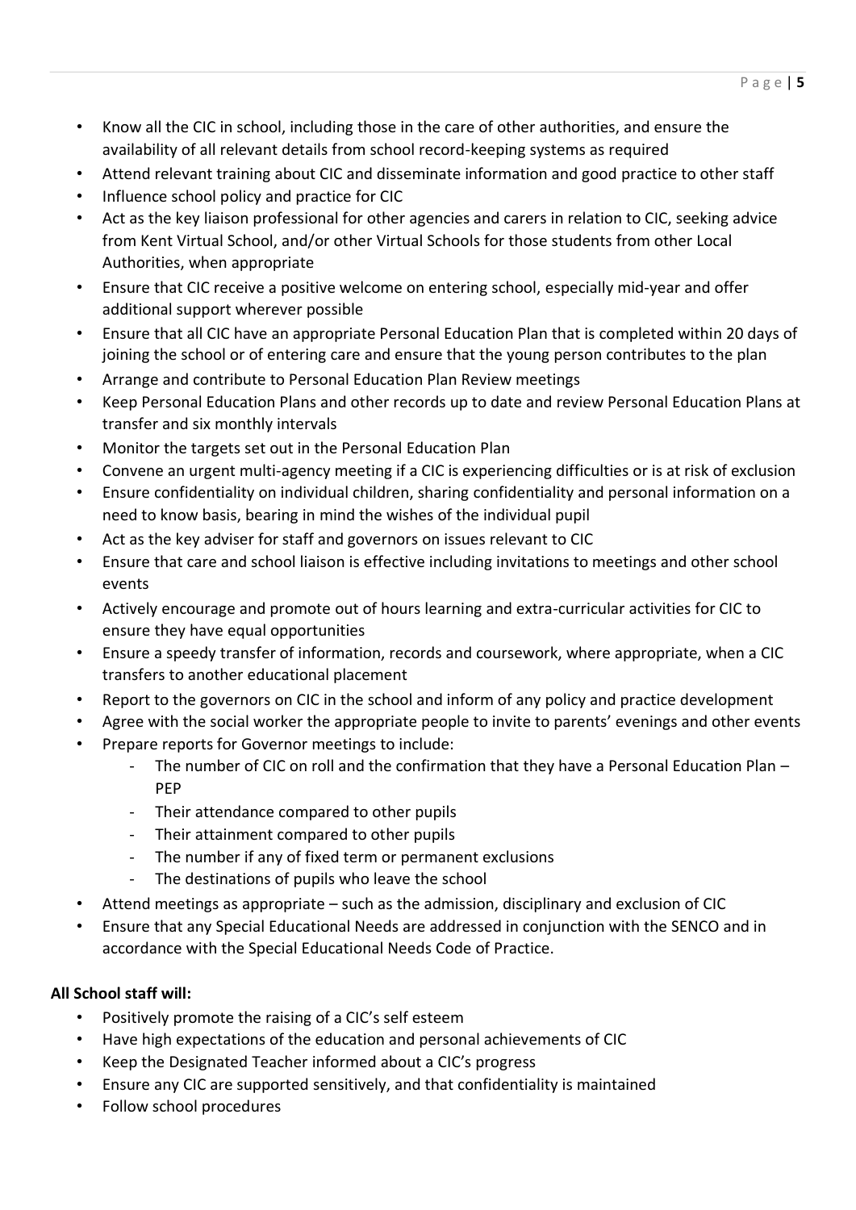- Know all the CIC in school, including those in the care of other authorities, and ensure the availability of all relevant details from school record-keeping systems as required
- Attend relevant training about CIC and disseminate information and good practice to other staff
- Influence school policy and practice for CIC
- Act as the key liaison professional for other agencies and carers in relation to CIC, seeking advice from Kent Virtual School, and/or other Virtual Schools for those students from other Local Authorities, when appropriate
- Ensure that CIC receive a positive welcome on entering school, especially mid-year and offer additional support wherever possible
- Ensure that all CIC have an appropriate Personal Education Plan that is completed within 20 days of joining the school or of entering care and ensure that the young person contributes to the plan
- Arrange and contribute to Personal Education Plan Review meetings
- Keep Personal Education Plans and other records up to date and review Personal Education Plans at transfer and six monthly intervals
- Monitor the targets set out in the Personal Education Plan
- Convene an urgent multi-agency meeting if a CIC is experiencing difficulties or is at risk of exclusion
- Ensure confidentiality on individual children, sharing confidentiality and personal information on a need to know basis, bearing in mind the wishes of the individual pupil
- Act as the key adviser for staff and governors on issues relevant to CIC
- Ensure that care and school liaison is effective including invitations to meetings and other school events
- Actively encourage and promote out of hours learning and extra-curricular activities for CIC to ensure they have equal opportunities
- Ensure a speedy transfer of information, records and coursework, where appropriate, when a CIC transfers to another educational placement
- Report to the governors on CIC in the school and inform of any policy and practice development
- Agree with the social worker the appropriate people to invite to parents' evenings and other events
- Prepare reports for Governor meetings to include:
    - The number of CIC on roll and the confirmation that they have a Personal Education Plan – PEP
    - Their attendance compared to other pupils
    - Their attainment compared to other pupils
    - The number if any of fixed term or permanent exclusions
    - The destinations of pupils who leave the school
- Attend meetings as appropriate – such as the admission, disciplinary and exclusion of CIC
- Ensure that any Special Educational Needs are addressed in conjunction with the SENCO and in accordance with the Special Educational Needs Code of Practice.

**All School staff will:**

- Positively promote the raising of a CIC's self esteem
- Have high expectations of the education and personal achievements of CIC
- Keep the Designated Teacher informed about a CIC's progress
- Ensure any CIC are supported sensitively, and that confidentiality is maintained
- Follow school procedures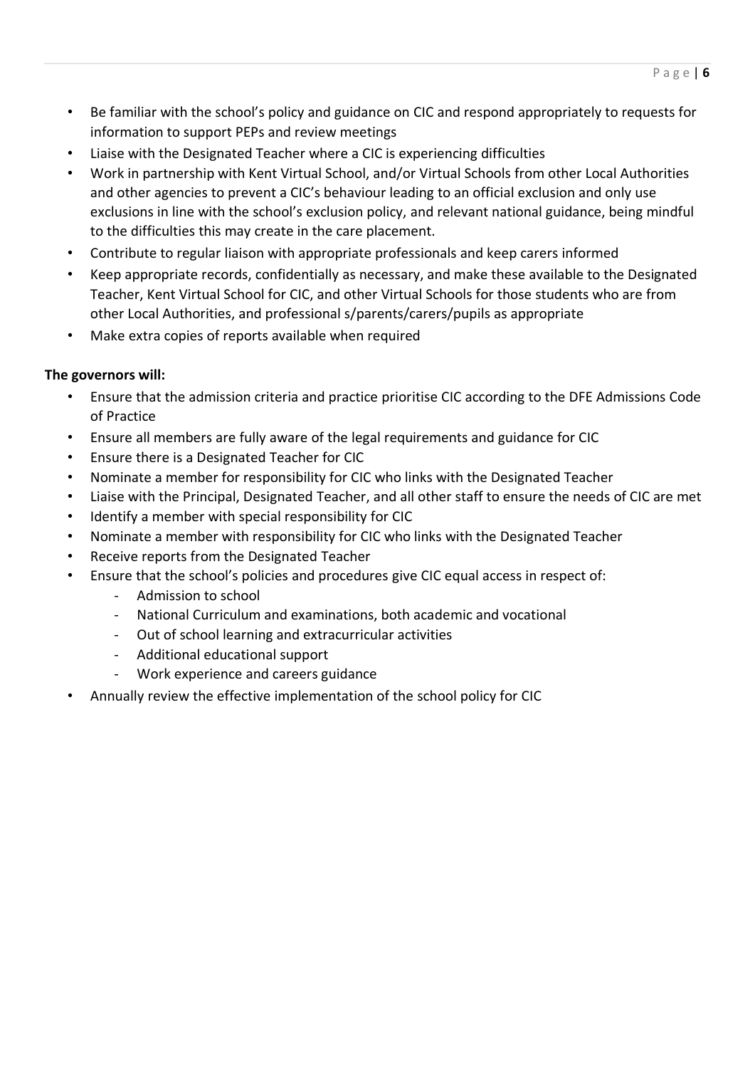- Be familiar with the school's policy and guidance on CIC and respond appropriately to requests for information to support PEPs and review meetings
- Liaise with the Designated Teacher where a CIC is experiencing difficulties
- Work in partnership with Kent Virtual School, and/or Virtual Schools from other Local Authorities and other agencies to prevent a CIC's behaviour leading to an official exclusion and only use exclusions in line with the school's exclusion policy, and relevant national guidance, being mindful to the difficulties this may create in the care placement.
- Contribute to regular liaison with appropriate professionals and keep carers informed
- Keep appropriate records, confidentially as necessary, and make these available to the Designated Teacher, Kent Virtual School for CIC, and other Virtual Schools for those students who are from other Local Authorities, and professional s/parents/carers/pupils as appropriate
- Make extra copies of reports available when required

**The governors will:**

- Ensure that the admission criteria and practice prioritise CIC according to the DFE Admissions Code of Practice
- Ensure all members are fully aware of the legal requirements and guidance for CIC
- Ensure there is a Designated Teacher for CIC
- Nominate a member for responsibility for CIC who links with the Designated Teacher
- Liaise with the Principal, Designated Teacher, and all other staff to ensure the needs of CIC are met
- Identify a member with special responsibility for CIC
- Nominate a member with responsibility for CIC who links with the Designated Teacher
- Receive reports from the Designated Teacher
- Ensure that the school's policies and procedures give CIC equal access in respect of:
  - Admission to school
  - National Curriculum and examinations, both academic and vocational
  - Out of school learning and extracurricular activities
  - Additional educational support
  - Work experience and careers guidance
- Annually review the effective implementation of the school policy for CIC